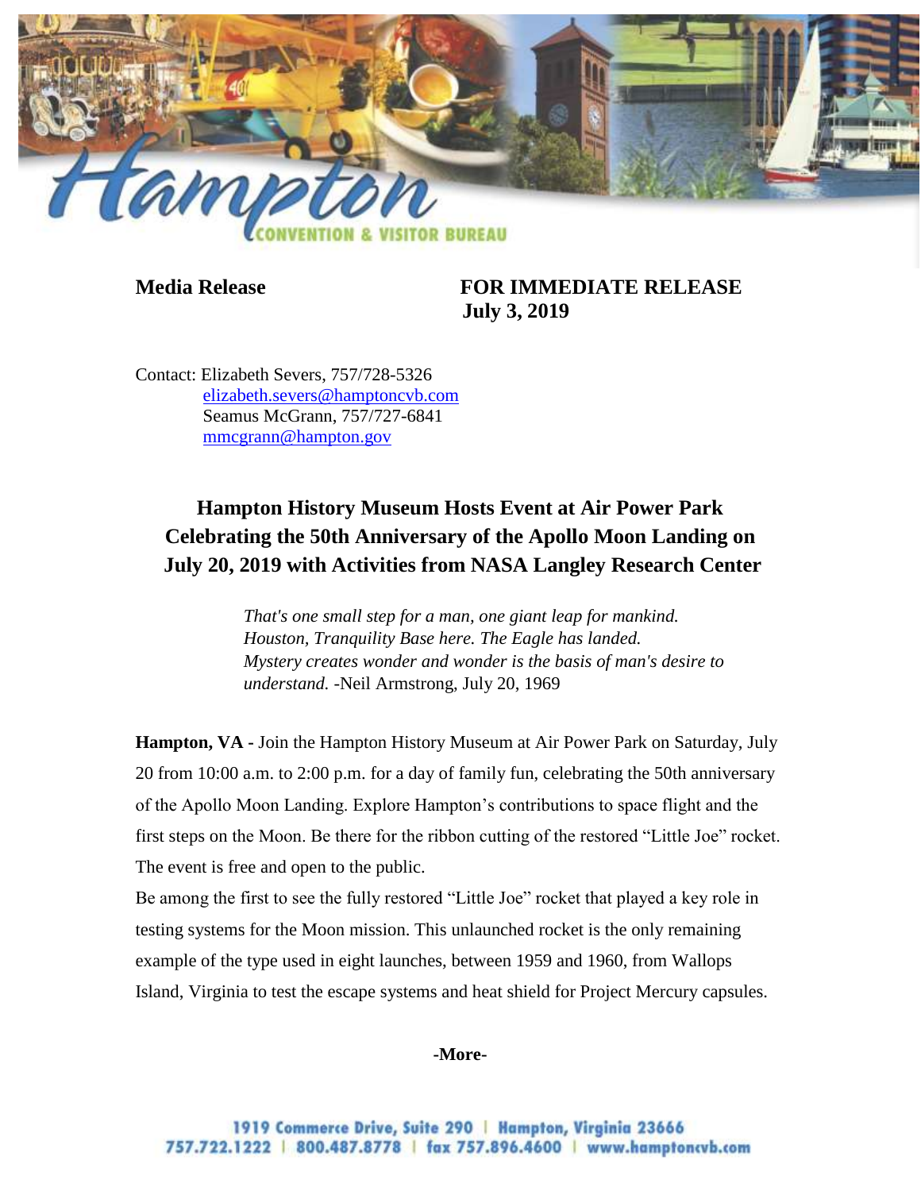**Media Release** **FOR IMMEDIATE RELEASE**
**July 3, 2019**

Contact: Elizabeth Severs, 757/728-5326
elizabeth.severs@hamptoncvb.com
Seamus McGrann, 757/727-6841
mmcgrann@hampton.gov

## Hampton History Museum Hosts Event at Air Power Park Celebrating the 50th Anniversary of the Apollo Moon Landing on July 20, 2019 with Activities from NASA Langley Research Center

> *That's one small step for a man, one giant leap for mankind.*
> *Houston, Tranquility Base here. The Eagle has landed.*
> *Mystery creates wonder and wonder is the basis of man's desire to understand.* -Neil Armstrong, July 20, 1969

**Hampton, VA -** Join the Hampton History Museum at Air Power Park on Saturday, July 20 from 10:00 a.m. to 2:00 p.m. for a day of family fun, celebrating the 50th anniversary of the Apollo Moon Landing. Explore Hampton's contributions to space flight and the first steps on the Moon. Be there for the ribbon cutting of the restored "Little Joe" rocket. The event is free and open to the public.

Be among the first to see the fully restored "Little Joe" rocket that played a key role in testing systems for the Moon mission. This unlaunched rocket is the only remaining example of the type used in eight launches, between 1959 and 1960, from Wallops Island, Virginia to test the escape systems and heat shield for Project Mercury capsules.

**-More-**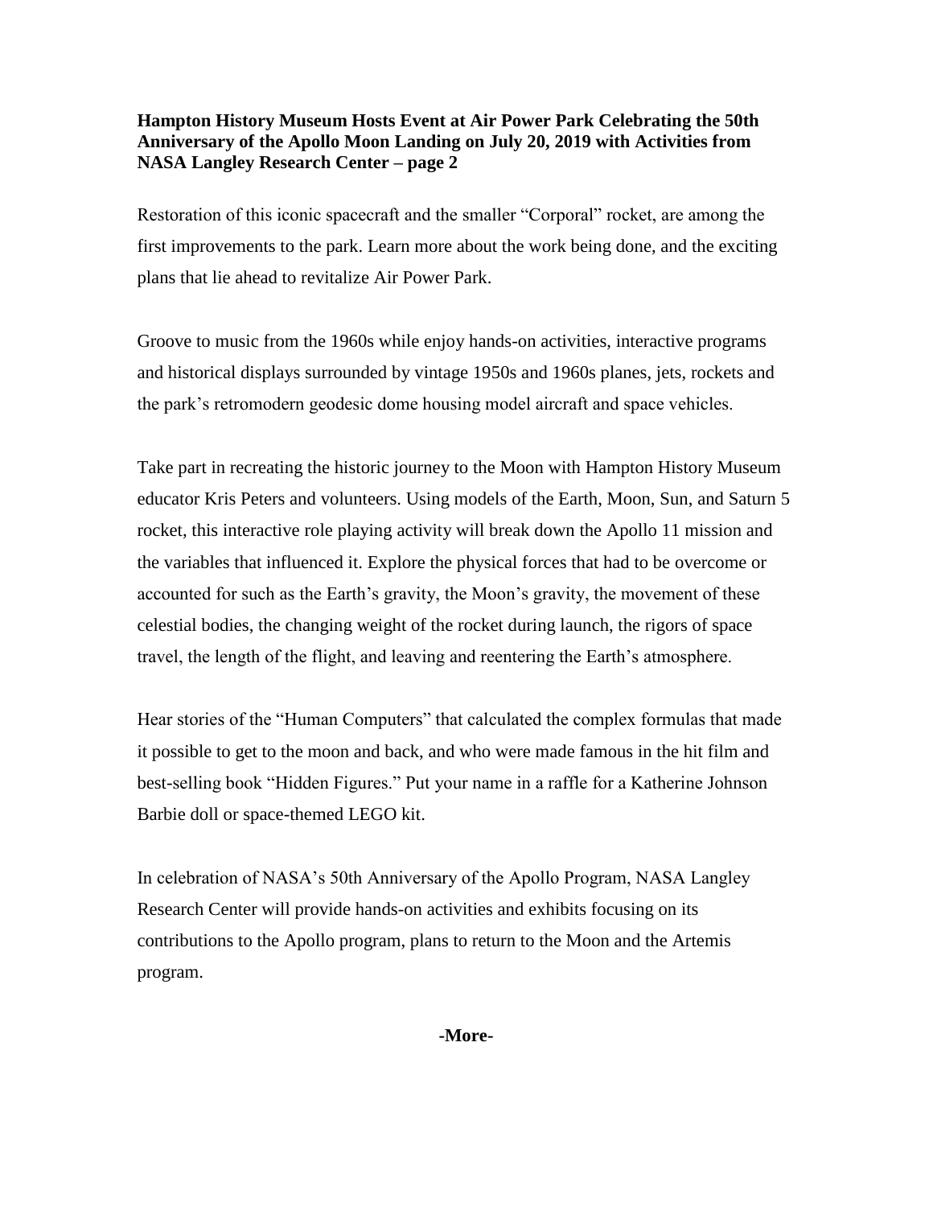**Hampton History Museum Hosts Event at Air Power Park Celebrating the 50th Anniversary of the Apollo Moon Landing on July 20, 2019 with Activities from NASA Langley Research Center – page 2**

Restoration of this iconic spacecraft and the smaller "Corporal" rocket, are among the first improvements to the park. Learn more about the work being done, and the exciting plans that lie ahead to revitalize Air Power Park.

Groove to music from the 1960s while enjoy hands-on activities, interactive programs and historical displays surrounded by vintage 1950s and 1960s planes, jets, rockets and the park's retromodern geodesic dome housing model aircraft and space vehicles.

Take part in recreating the historic journey to the Moon with Hampton History Museum educator Kris Peters and volunteers. Using models of the Earth, Moon, Sun, and Saturn 5 rocket, this interactive role playing activity will break down the Apollo 11 mission and the variables that influenced it. Explore the physical forces that had to be overcome or accounted for such as the Earth's gravity, the Moon's gravity, the movement of these celestial bodies, the changing weight of the rocket during launch, the rigors of space travel, the length of the flight, and leaving and reentering the Earth's atmosphere.

Hear stories of the "Human Computers" that calculated the complex formulas that made it possible to get to the moon and back, and who were made famous in the hit film and best-selling book "Hidden Figures." Put your name in a raffle for a Katherine Johnson Barbie doll or space-themed LEGO kit.

In celebration of NASA's 50th Anniversary of the Apollo Program, NASA Langley Research Center will provide hands-on activities and exhibits focusing on its contributions to the Apollo program, plans to return to the Moon and the Artemis program.

**-More-**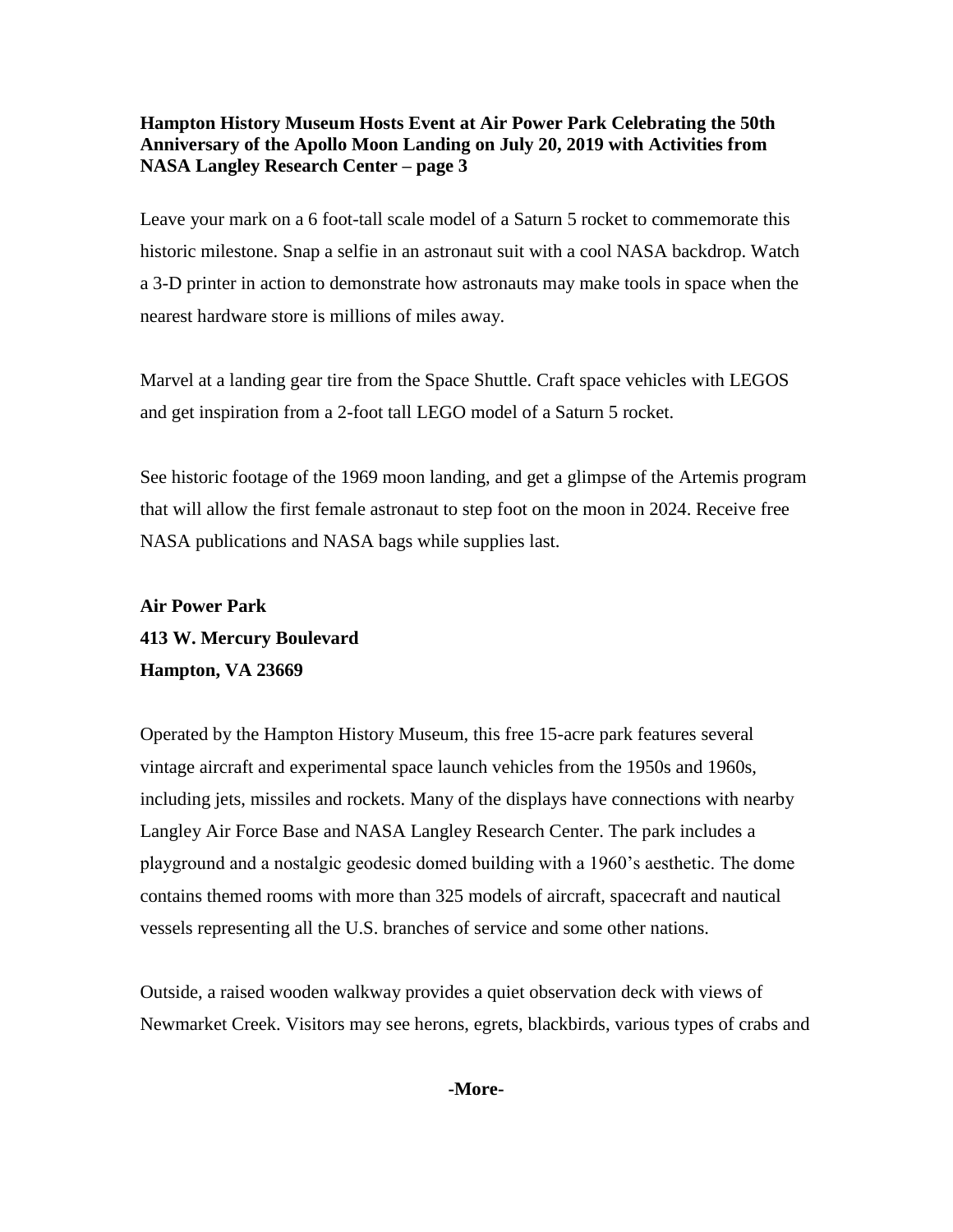**Hampton History Museum Hosts Event at Air Power Park Celebrating the 50th Anniversary of the Apollo Moon Landing on July 20, 2019 with Activities from NASA Langley Research Center – page 3**

Leave your mark on a 6 foot-tall scale model of a Saturn 5 rocket to commemorate this historic milestone. Snap a selfie in an astronaut suit with a cool NASA backdrop. Watch a 3-D printer in action to demonstrate how astronauts may make tools in space when the nearest hardware store is millions of miles away.

Marvel at a landing gear tire from the Space Shuttle. Craft space vehicles with LEGOS and get inspiration from a 2-foot tall LEGO model of a Saturn 5 rocket.

See historic footage of the 1969 moon landing, and get a glimpse of the Artemis program that will allow the first female astronaut to step foot on the moon in 2024. Receive free NASA publications and NASA bags while supplies last.

**Air Power Park**
**413 W. Mercury Boulevard**
**Hampton, VA 23669**

Operated by the Hampton History Museum, this free 15-acre park features several vintage aircraft and experimental space launch vehicles from the 1950s and 1960s, including jets, missiles and rockets. Many of the displays have connections with nearby Langley Air Force Base and NASA Langley Research Center. The park includes a playground and a nostalgic geodesic domed building with a 1960's aesthetic. The dome contains themed rooms with more than 325 models of aircraft, spacecraft and nautical vessels representing all the U.S. branches of service and some other nations.

Outside, a raised wooden walkway provides a quiet observation deck with views of Newmarket Creek. Visitors may see herons, egrets, blackbirds, various types of crabs and

**-More-**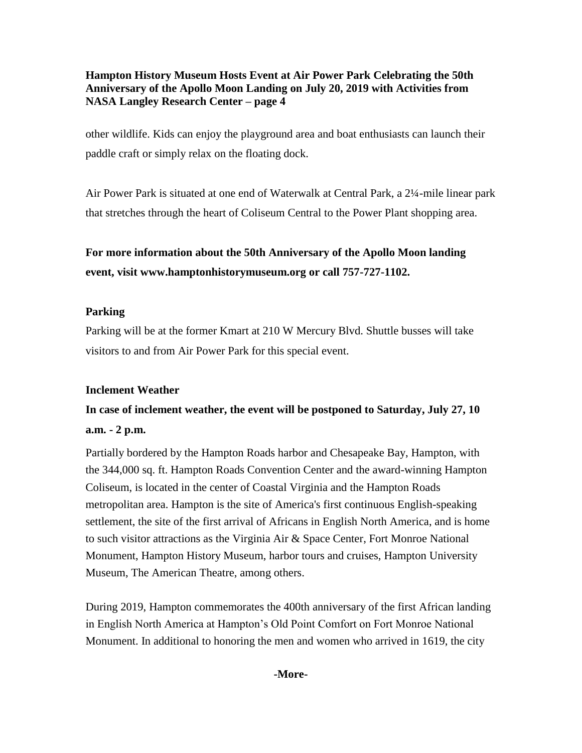other wildlife. Kids can enjoy the playground area and boat enthusiasts can launch their paddle craft or simply relax on the floating dock.

Air Power Park is situated at one end of Waterwalk at Central Park, a 2¼-mile linear park that stretches through the heart of Coliseum Central to the Power Plant shopping area.

**For more information about the 50th Anniversary of the Apollo Moon landing event, visit www.hamptonhistorymuseum.org or call 757-727-1102.**

**Parking**

Parking will be at the former Kmart at 210 W Mercury Blvd. Shuttle busses will take visitors to and from Air Power Park for this special event.

**Inclement Weather**

**In case of inclement weather, the event will be postponed to Saturday, July 27, 10 a.m. - 2 p.m.**

Partially bordered by the Hampton Roads harbor and Chesapeake Bay, Hampton, with the 344,000 sq. ft. Hampton Roads Convention Center and the award-winning Hampton Coliseum, is located in the center of Coastal Virginia and the Hampton Roads metropolitan area. Hampton is the site of America's first continuous English-speaking settlement, the site of the first arrival of Africans in English North America, and is home to such visitor attractions as the Virginia Air & Space Center, Fort Monroe National Monument, Hampton History Museum, harbor tours and cruises, Hampton University Museum, The American Theatre, among others.

During 2019, Hampton commemorates the 400th anniversary of the first African landing in English North America at Hampton's Old Point Comfort on Fort Monroe National Monument. In additional to honoring the men and women who arrived in 1619, the city

-More-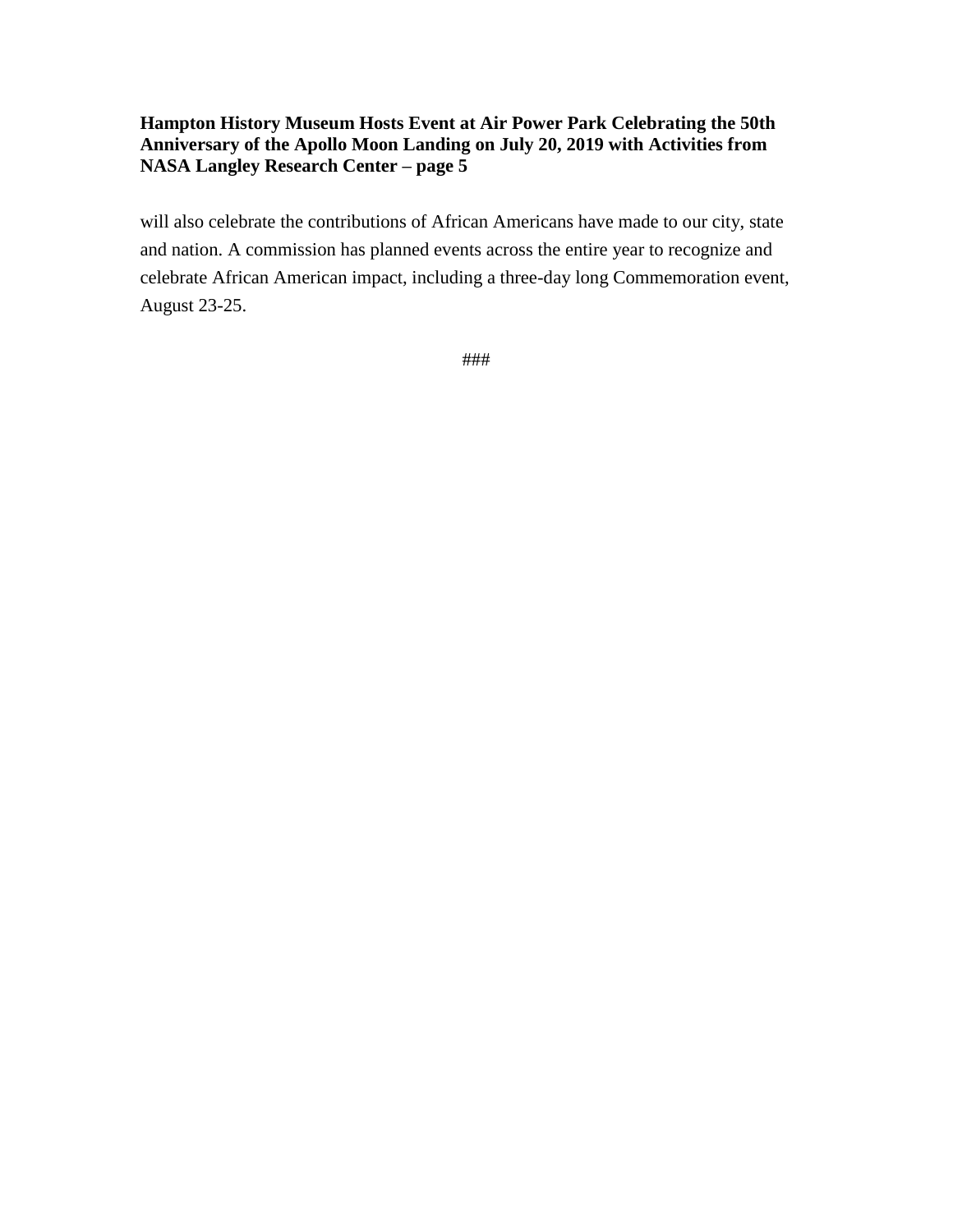will also celebrate the contributions of African Americans have made to our city, state and nation. A commission has planned events across the entire year to recognize and celebrate African American impact, including a three-day long Commemoration event, August 23-25.

###